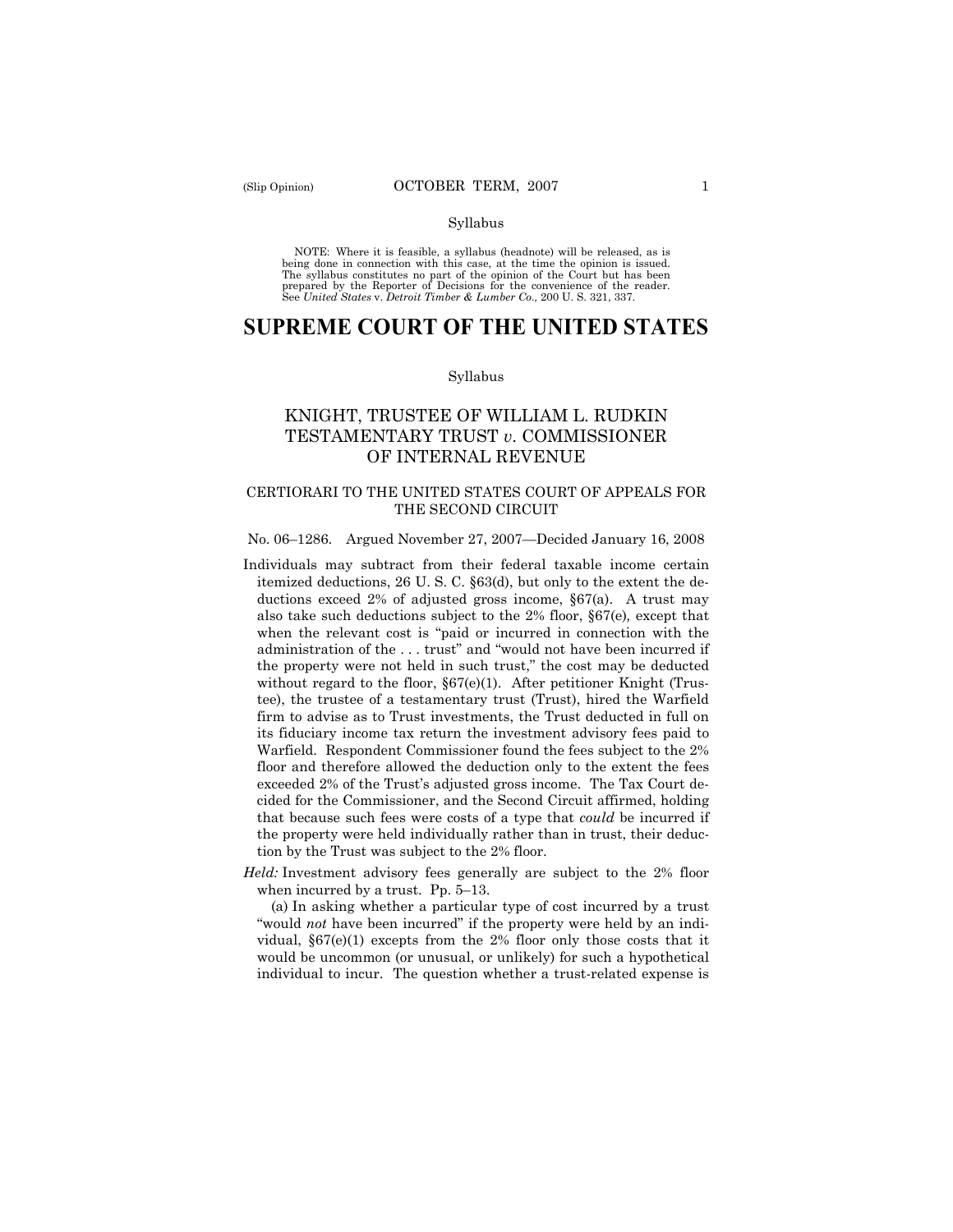Syllabus

NOTE: Where it is feasible, a syllabus (headnote) will be released, as is being done in connection with this case, at the time the opinion is issued. The syllabus constitutes no part of the opinion of the Court but has been prepared by the Reporter of Decisions for the convenience of the reader. See *United States* v. *Detroit Timber & Lumber Co.,* 200 U. S. 321, 337.

# SUPREME COURT OF THE UNITED STATES

Syllabus

## KNIGHT, TRUSTEE OF WILLIAM L. RUDKIN TESTAMENTARY TRUST *v.* COMMISSIONER OF INTERNAL REVENUE

### CERTIORARI TO THE UNITED STATES COURT OF APPEALS FOR THE SECOND CIRCUIT

No. 06–1286. Argued November 27, 2007—Decided January 16, 2008

Individuals may subtract from their federal taxable income certain itemized deductions, 26 U. S. C. §63(d), but only to the extent the deductions exceed 2% of adjusted gross income, §67(a). A trust may also take such deductions subject to the 2% floor, §67(e), except that when the relevant cost is "paid or incurred in connection with the administration of the . . . trust" and "would not have been incurred if the property were not held in such trust," the cost may be deducted without regard to the floor, §67(e)(1). After petitioner Knight (Trustee), the trustee of a testamentary trust (Trust), hired the Warfield firm to advise as to Trust investments, the Trust deducted in full on its fiduciary income tax return the investment advisory fees paid to Warfield. Respondent Commissioner found the fees subject to the 2% floor and therefore allowed the deduction only to the extent the fees exceeded 2% of the Trust's adjusted gross income. The Tax Court decided for the Commissioner, and the Second Circuit affirmed, holding that because such fees were costs of a type that *could* be incurred if the property were held individually rather than in trust, their deduction by the Trust was subject to the 2% floor.

*Held:* Investment advisory fees generally are subject to the 2% floor when incurred by a trust. Pp. 5–13.

(a) In asking whether a particular type of cost incurred by a trust "would *not* have been incurred" if the property were held by an individual, §67(e)(1) excepts from the 2% floor only those costs that it would be uncommon (or unusual, or unlikely) for such a hypothetical individual to incur. The question whether a trust-related expense is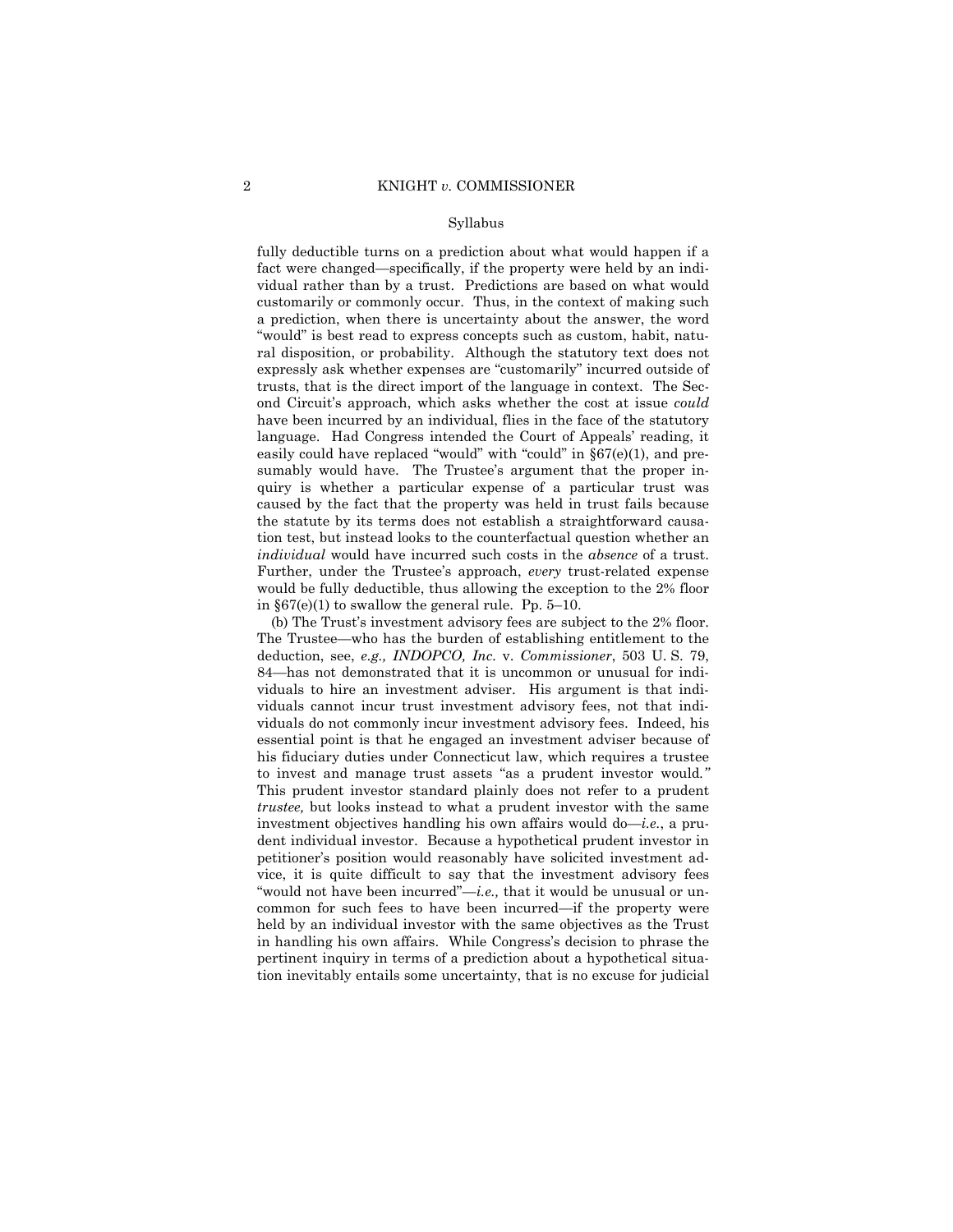fully deductible turns on a prediction about what would happen if a fact were changed—specifically, if the property were held by an individual rather than by a trust. Predictions are based on what would customarily or commonly occur. Thus, in the context of making such a prediction, when there is uncertainty about the answer, the word "would" is best read to express concepts such as custom, habit, natural disposition, or probability. Although the statutory text does not expressly ask whether expenses are "customarily" incurred outside of trusts, that is the direct import of the language in context. The Second Circuit's approach, which asks whether the cost at issue *could* have been incurred by an individual, flies in the face of the statutory language. Had Congress intended the Court of Appeals' reading, it easily could have replaced "would" with "could" in §67(e)(1), and presumably would have. The Trustee's argument that the proper inquiry is whether a particular expense of a particular trust was caused by the fact that the property was held in trust fails because the statute by its terms does not establish a straightforward causation test, but instead looks to the counterfactual question whether an *individual* would have incurred such costs in the *absence* of a trust. Further, under the Trustee's approach, *every* trust-related expense would be fully deductible, thus allowing the exception to the 2% floor in §67(e)(1) to swallow the general rule. Pp. 5–10.

(b) The Trust's investment advisory fees are subject to the 2% floor. The Trustee—who has the burden of establishing entitlement to the deduction, see, *e.g., INDOPCO, Inc.* v. *Commissioner*, 503 U. S. 79, 84—has not demonstrated that it is uncommon or unusual for individuals to hire an investment adviser. His argument is that individuals cannot incur trust investment advisory fees, not that individuals do not commonly incur investment advisory fees. Indeed, his essential point is that he engaged an investment adviser because of his fiduciary duties under Connecticut law, which requires a trustee to invest and manage trust assets "as a prudent investor would." This prudent investor standard plainly does not refer to a prudent *trustee,* but looks instead to what a prudent investor with the same investment objectives handling his own affairs would do—*i.e.*, a prudent individual investor. Because a hypothetical prudent investor in petitioner's position would reasonably have solicited investment advice, it is quite difficult to say that the investment advisory fees "would not have been incurred"—*i.e.,* that it would be unusual or uncommon for such fees to have been incurred—if the property were held by an individual investor with the same objectives as the Trust in handling his own affairs. While Congress's decision to phrase the pertinent inquiry in terms of a prediction about a hypothetical situation inevitably entails some uncertainty, that is no excuse for judicial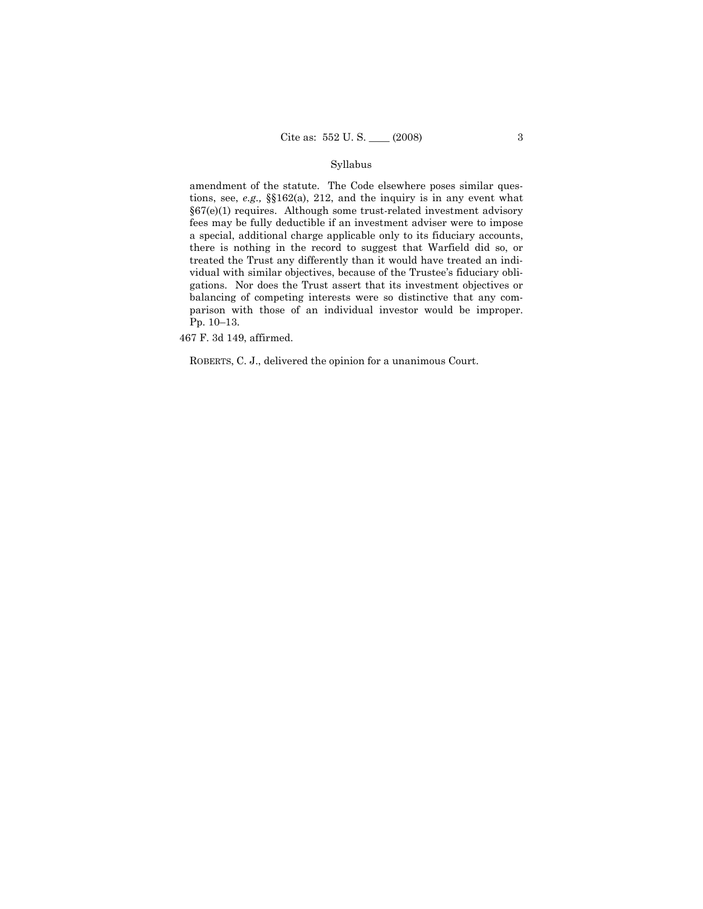amendment of the statute. The Code elsewhere poses similar questions, see, *e.g.,* §§162(a), 212, and the inquiry is in any event what §67(e)(1) requires. Although some trust-related investment advisory fees may be fully deductible if an investment adviser were to impose a special, additional charge applicable only to its fiduciary accounts, there is nothing in the record to suggest that Warfield did so, or treated the Trust any differently than it would have treated an individual with similar objectives, because of the Trustee's fiduciary obligations. Nor does the Trust assert that its investment objectives or balancing of competing interests were so distinctive that any comparison with those of an individual investor would be improper. Pp. 10–13.

467 F. 3d 149, affirmed.

ROBERTS, C. J., delivered the opinion for a unanimous Court.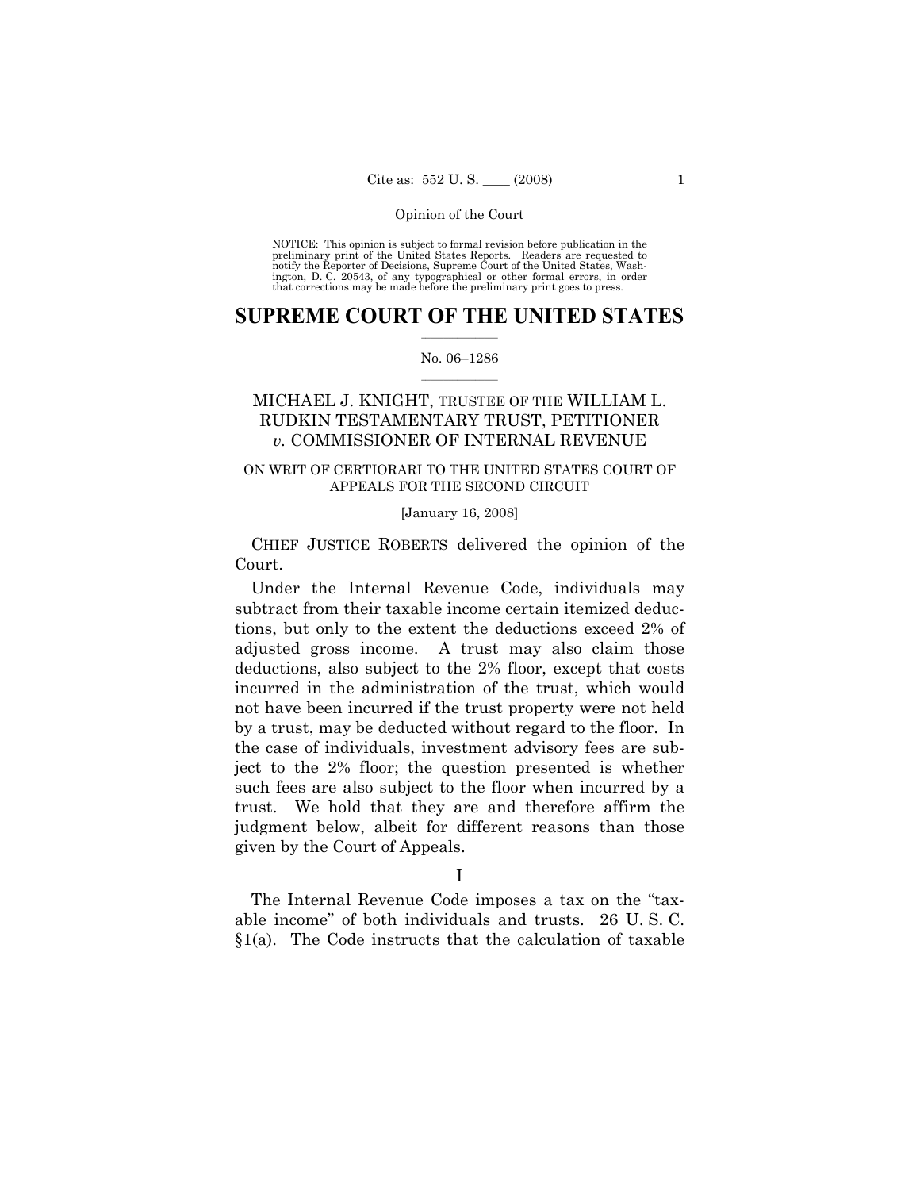Opinion of the Court

NOTICE: This opinion is subject to formal revision before publication in the preliminary print of the United States Reports. Readers are requested to notify the Reporter of Decisions, Supreme Court of the United States, Washington, D. C. 20543, of any typographical or other formal errors, in order that corrections may be made before the preliminary print goes to press.

# SUPREME COURT OF THE UNITED STATES

No. 06–1286

## MICHAEL J. KNIGHT, TRUSTEE OF THE WILLIAM L. RUDKIN TESTAMENTARY TRUST, PETITIONER *v.* COMMISSIONER OF INTERNAL REVENUE

ON WRIT OF CERTIORARI TO THE UNITED STATES COURT OF APPEALS FOR THE SECOND CIRCUIT

[January 16, 2008]

CHIEF JUSTICE ROBERTS delivered the opinion of the Court.

Under the Internal Revenue Code, individuals may subtract from their taxable income certain itemized deductions, but only to the extent the deductions exceed 2% of adjusted gross income. A trust may also claim those deductions, also subject to the 2% floor, except that costs incurred in the administration of the trust, which would not have been incurred if the trust property were not held by a trust, may be deducted without regard to the floor. In the case of individuals, investment advisory fees are subject to the 2% floor; the question presented is whether such fees are also subject to the floor when incurred by a trust. We hold that they are and therefore affirm the judgment below, albeit for different reasons than those given by the Court of Appeals.

I

The Internal Revenue Code imposes a tax on the "taxable income" of both individuals and trusts. 26 U. S. C. §1(a). The Code instructs that the calculation of taxable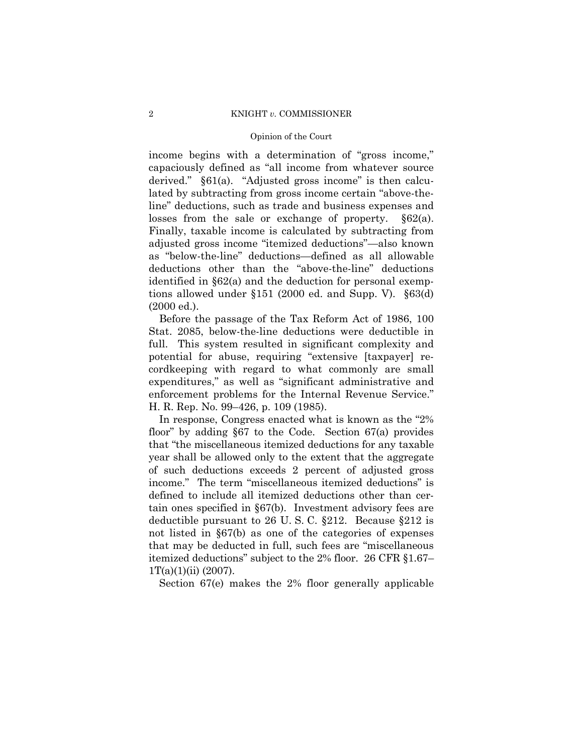income begins with a determination of "gross income," capaciously defined as "all income from whatever source derived." §61(a). "Adjusted gross income" is then calculated by subtracting from gross income certain "above-the-line" deductions, such as trade and business expenses and losses from the sale or exchange of property. §62(a). Finally, taxable income is calculated by subtracting from adjusted gross income "itemized deductions"—also known as "below-the-line" deductions—defined as all allowable deductions other than the "above-the-line" deductions identified in §62(a) and the deduction for personal exemptions allowed under §151 (2000 ed. and Supp. V). §63(d) (2000 ed.).

Before the passage of the Tax Reform Act of 1986, 100 Stat. 2085, below-the-line deductions were deductible in full. This system resulted in significant complexity and potential for abuse, requiring "extensive [taxpayer] recordkeeping with regard to what commonly are small expenditures," as well as "significant administrative and enforcement problems for the Internal Revenue Service." H. R. Rep. No. 99–426, p. 109 (1985).

In response, Congress enacted what is known as the "2% floor" by adding §67 to the Code. Section 67(a) provides that "the miscellaneous itemized deductions for any taxable year shall be allowed only to the extent that the aggregate of such deductions exceeds 2 percent of adjusted gross income." The term "miscellaneous itemized deductions" is defined to include all itemized deductions other than certain ones specified in §67(b). Investment advisory fees are deductible pursuant to 26 U. S. C. §212. Because §212 is not listed in §67(b) as one of the categories of expenses that may be deducted in full, such fees are "miscellaneous itemized deductions" subject to the 2% floor. 26 CFR §1.67–1T(a)(1)(ii) (2007).

Section 67(e) makes the 2% floor generally applicable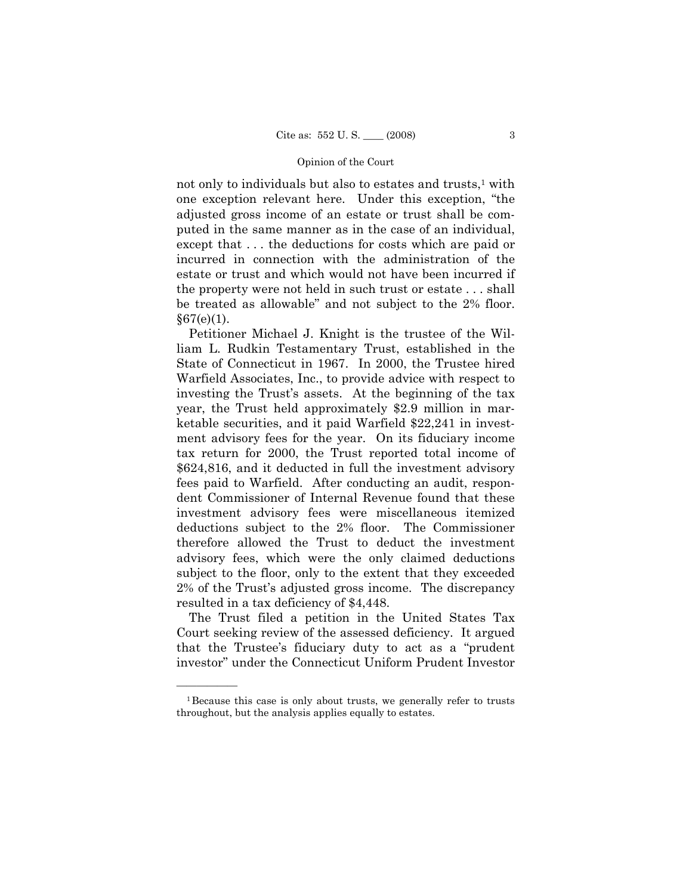not only to individuals but also to estates and trusts,[1] with one exception relevant here. Under this exception, "the adjusted gross income of an estate or trust shall be computed in the same manner as in the case of an individual, except that . . . the deductions for costs which are paid or incurred in connection with the administration of the estate or trust and which would not have been incurred if the property were not held in such trust or estate . . . shall be treated as allowable" and not subject to the 2% floor. §67(e)(1).

Petitioner Michael J. Knight is the trustee of the William L. Rudkin Testamentary Trust, established in the State of Connecticut in 1967. In 2000, the Trustee hired Warfield Associates, Inc., to provide advice with respect to investing the Trust's assets. At the beginning of the tax year, the Trust held approximately $2.9 million in marketable securities, and it paid Warfield $22,241 in investment advisory fees for the year. On its fiduciary income tax return for 2000, the Trust reported total income of $624,816, and it deducted in full the investment advisory fees paid to Warfield. After conducting an audit, respondent Commissioner of Internal Revenue found that these investment advisory fees were miscellaneous itemized deductions subject to the 2% floor. The Commissioner therefore allowed the Trust to deduct the investment advisory fees, which were the only claimed deductions subject to the floor, only to the extent that they exceeded 2% of the Trust's adjusted gross income. The discrepancy resulted in a tax deficiency of $4,448.

The Trust filed a petition in the United States Tax Court seeking review of the assessed deficiency. It argued that the Trustee's fiduciary duty to act as a "prudent investor" under the Connecticut Uniform Prudent Investor

---

[1] Because this case is only about trusts, we generally refer to trusts throughout, but the analysis applies equally to estates.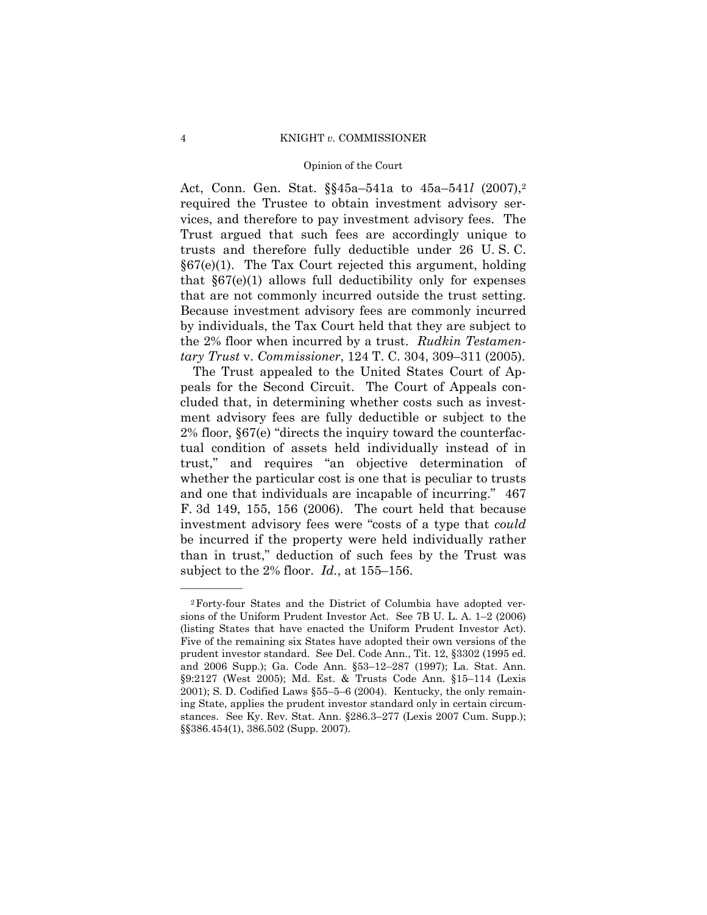Act, Conn. Gen. Stat. §§45a–541a to 45a–541*l* (2007),[2] required the Trustee to obtain investment advisory services, and therefore to pay investment advisory fees. The Trust argued that such fees are accordingly unique to trusts and therefore fully deductible under 26 U. S. C. §67(e)(1). The Tax Court rejected this argument, holding that §67(e)(1) allows full deductibility only for expenses that are not commonly incurred outside the trust setting. Because investment advisory fees are commonly incurred by individuals, the Tax Court held that they are subject to the 2% floor when incurred by a trust. *Rudkin Testamentary Trust* v. *Commissioner*, 124 T. C. 304, 309–311 (2005).

The Trust appealed to the United States Court of Appeals for the Second Circuit. The Court of Appeals concluded that, in determining whether costs such as investment advisory fees are fully deductible or subject to the 2% floor, §67(e) "directs the inquiry toward the counterfactual condition of assets held individually instead of in trust," and requires "an objective determination of whether the particular cost is one that is peculiar to trusts and one that individuals are incapable of incurring." 467 F. 3d 149, 155, 156 (2006). The court held that because investment advisory fees were "costs of a type that *could* be incurred if the property were held individually rather than in trust," deduction of such fees by the Trust was subject to the 2% floor. *Id.*, at 155–156.

---

[2] Forty-four States and the District of Columbia have adopted versions of the Uniform Prudent Investor Act. See 7B U. L. A. 1–2 (2006) (listing States that have enacted the Uniform Prudent Investor Act). Five of the remaining six States have adopted their own versions of the prudent investor standard. See Del. Code Ann., Tit. 12, §3302 (1995 ed. and 2006 Supp.); Ga. Code Ann. §53–12–287 (1997); La. Stat. Ann. §9:2127 (West 2005); Md. Est. & Trusts Code Ann. §15–114 (Lexis 2001); S. D. Codified Laws §55–5–6 (2004). Kentucky, the only remaining State, applies the prudent investor standard only in certain circumstances. See Ky. Rev. Stat. Ann. §286.3–277 (Lexis 2007 Cum. Supp.); §§386.454(1), 386.502 (Supp. 2007).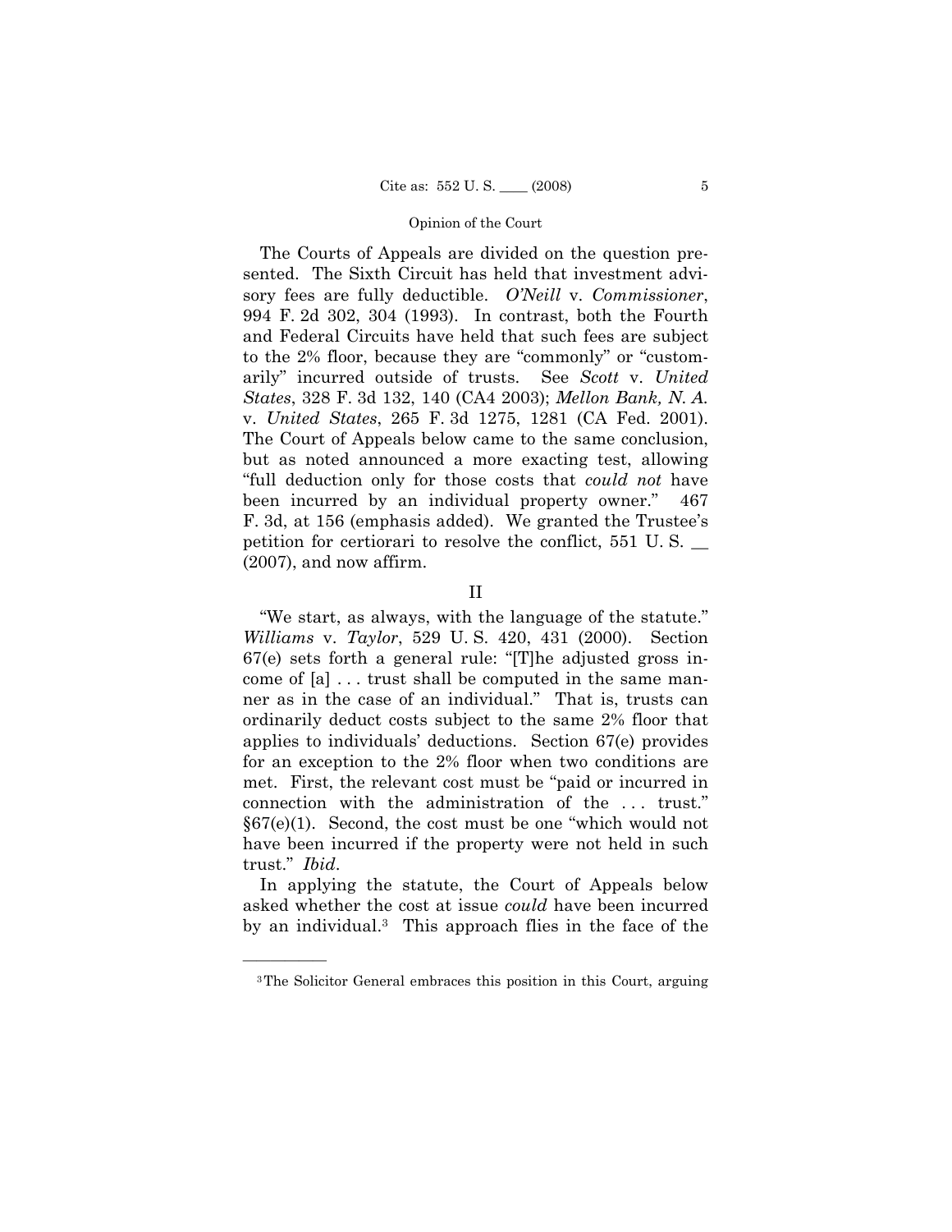The Courts of Appeals are divided on the question presented. The Sixth Circuit has held that investment advisory fees are fully deductible. *O'Neill* v. *Commissioner*, 994 F. 2d 302, 304 (1993). In contrast, both the Fourth and Federal Circuits have held that such fees are subject to the 2% floor, because they are "commonly" or "customarily" incurred outside of trusts. See *Scott* v. *United States*, 328 F. 3d 132, 140 (CA4 2003); *Mellon Bank, N. A.* v. *United States*, 265 F. 3d 1275, 1281 (CA Fed. 2001). The Court of Appeals below came to the same conclusion, but as noted announced a more exacting test, allowing "full deduction only for those costs that *could not* have been incurred by an individual property owner." 467 F. 3d, at 156 (emphasis added). We granted the Trustee's petition for certiorari to resolve the conflict, 551 U. S. \_\_ (2007), and now affirm.

## II

"We start, as always, with the language of the statute." *Williams* v. *Taylor*, 529 U. S. 420, 431 (2000). Section 67(e) sets forth a general rule: "[T]he adjusted gross income of [a] . . . trust shall be computed in the same manner as in the case of an individual." That is, trusts can ordinarily deduct costs subject to the same 2% floor that applies to individuals' deductions. Section 67(e) provides for an exception to the 2% floor when two conditions are met. First, the relevant cost must be "paid or incurred in connection with the administration of the . . . trust." §67(e)(1). Second, the cost must be one "which would not have been incurred if the property were not held in such trust." *Ibid*.

In applying the statute, the Court of Appeals below asked whether the cost at issue *could* have been incurred by an individual.[3] This approach flies in the face of the

---

[3] The Solicitor General embraces this position in this Court, arguing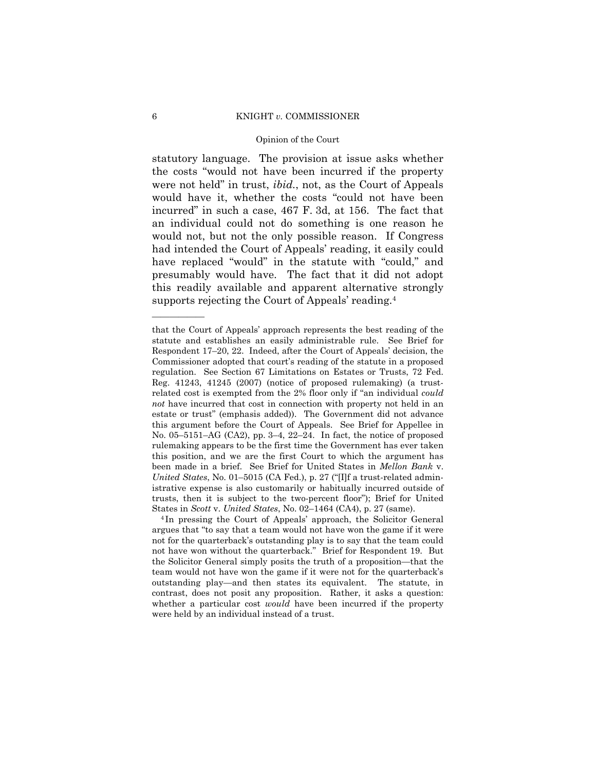statutory language. The provision at issue asks whether the costs "would not have been incurred if the property were not held" in trust, *ibid.*, not, as the Court of Appeals would have it, whether the costs "could not have been incurred" in such a case, 467 F. 3d, at 156. The fact that an individual could not do something is one reason he would not, but not the only possible reason. If Congress had intended the Court of Appeals' reading, it easily could have replaced "would" in the statute with "could," and presumably would have. The fact that it did not adopt this readily available and apparent alternative strongly supports rejecting the Court of Appeals' reading.[4]

---

that the Court of Appeals' approach represents the best reading of the statute and establishes an easily administrable rule. See Brief for Respondent 17–20, 22. Indeed, after the Court of Appeals' decision, the Commissioner adopted that court's reading of the statute in a proposed regulation. See Section 67 Limitations on Estates or Trusts, 72 Fed. Reg. 41243, 41245 (2007) (notice of proposed rulemaking) (a trust-related cost is exempted from the 2% floor only if "an individual *could not* have incurred that cost in connection with property not held in an estate or trust" (emphasis added)). The Government did not advance this argument before the Court of Appeals. See Brief for Appellee in No. 05–5151–AG (CA2), pp. 3–4, 22–24. In fact, the notice of proposed rulemaking appears to be the first time the Government has ever taken this position, and we are the first Court to which the argument has been made in a brief. See Brief for United States in *Mellon Bank* v. *United States*, No. 01–5015 (CA Fed.), p. 27 ("[I]f a trust-related administrative expense is also customarily or habitually incurred outside of trusts, then it is subject to the two-percent floor"); Brief for United States in *Scott* v. *United States*, No. 02–1464 (CA4), p. 27 (same).

[4] In pressing the Court of Appeals' approach, the Solicitor General argues that "to say that a team would not have won the game if it were not for the quarterback's outstanding play is to say that the team could not have won without the quarterback." Brief for Respondent 19. But the Solicitor General simply posits the truth of a proposition—that the team would not have won the game if it were not for the quarterback's outstanding play—and then states its equivalent. The statute, in contrast, does not posit any proposition. Rather, it asks a question: whether a particular cost *would* have been incurred if the property were held by an individual instead of a trust.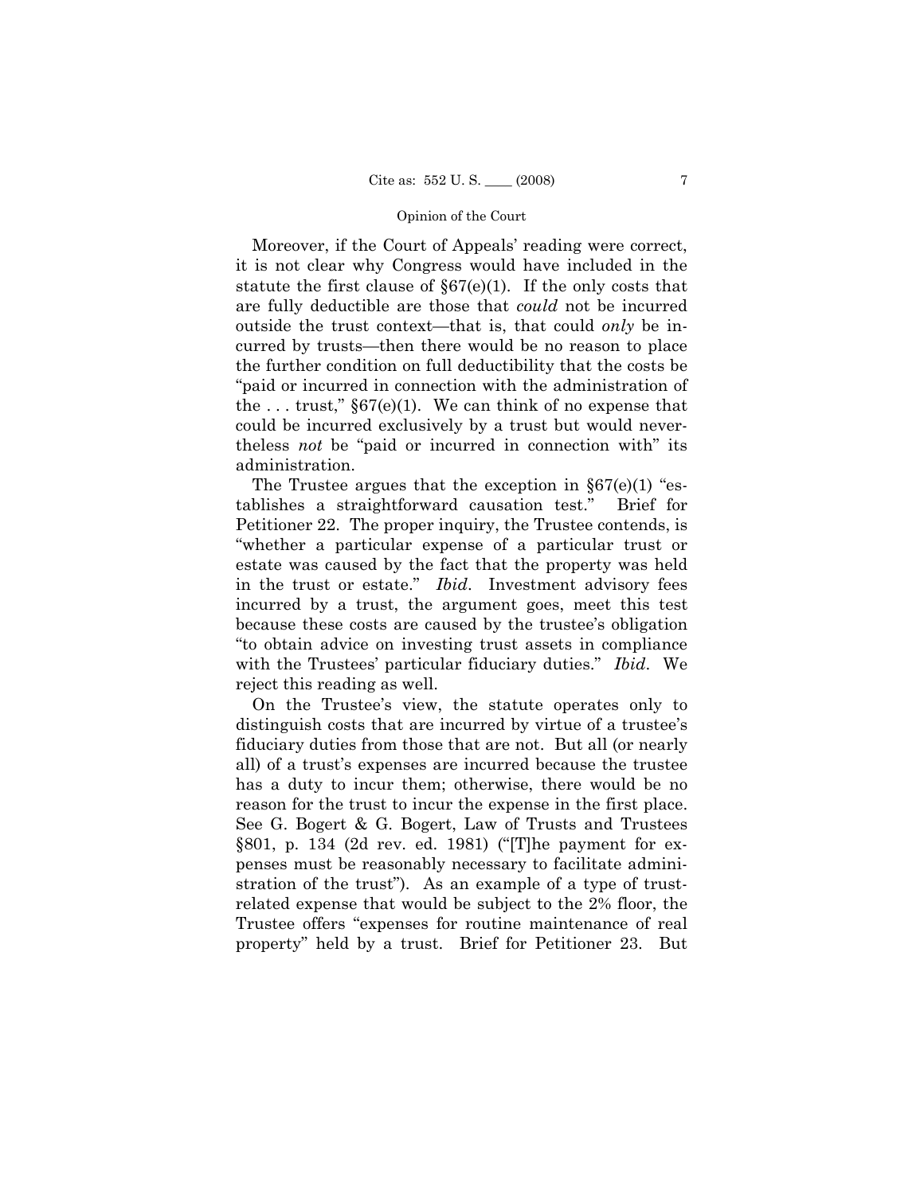Moreover, if the Court of Appeals' reading were correct, it is not clear why Congress would have included in the statute the first clause of §67(e)(1). If the only costs that are fully deductible are those that *could* not be incurred outside the trust context—that is, that could *only* be incurred by trusts—then there would be no reason to place the further condition on full deductibility that the costs be "paid or incurred in connection with the administration of the . . . trust," §67(e)(1). We can think of no expense that could be incurred exclusively by a trust but would nevertheless *not* be "paid or incurred in connection with" its administration.

The Trustee argues that the exception in §67(e)(1) "establishes a straightforward causation test." Brief for Petitioner 22. The proper inquiry, the Trustee contends, is "whether a particular expense of a particular trust or estate was caused by the fact that the property was held in the trust or estate." *Ibid*. Investment advisory fees incurred by a trust, the argument goes, meet this test because these costs are caused by the trustee's obligation "to obtain advice on investing trust assets in compliance with the Trustees' particular fiduciary duties." *Ibid*. We reject this reading as well.

On the Trustee's view, the statute operates only to distinguish costs that are incurred by virtue of a trustee's fiduciary duties from those that are not. But all (or nearly all) of a trust's expenses are incurred because the trustee has a duty to incur them; otherwise, there would be no reason for the trust to incur the expense in the first place. See G. Bogert & G. Bogert, Law of Trusts and Trustees §801, p. 134 (2d rev. ed. 1981) ("[T]he payment for expenses must be reasonably necessary to facilitate administration of the trust"). As an example of a type of trust-related expense that would be subject to the 2% floor, the Trustee offers "expenses for routine maintenance of real property" held by a trust. Brief for Petitioner 23. But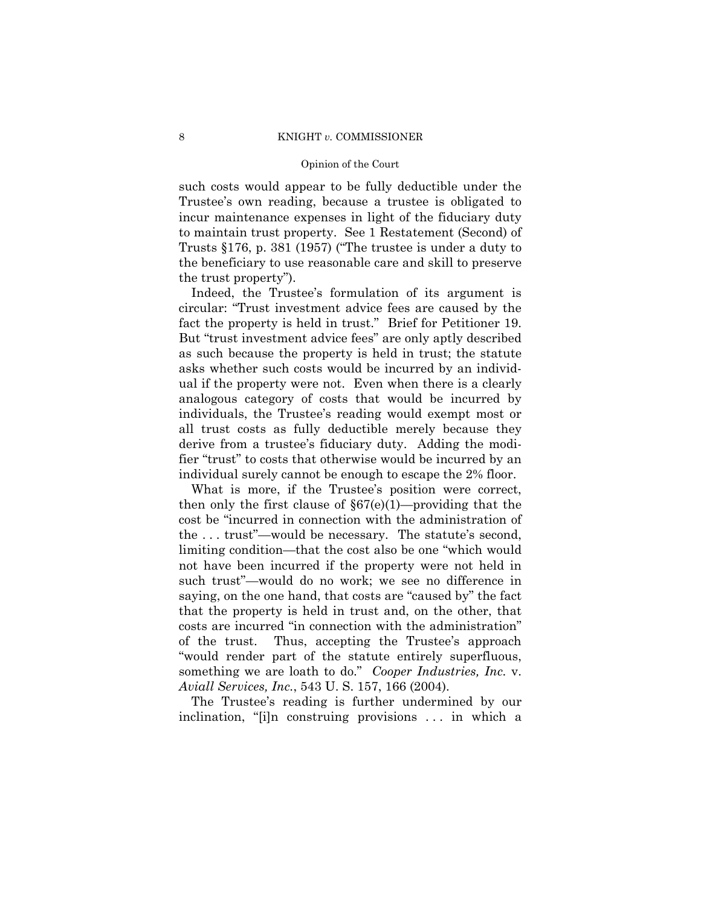such costs would appear to be fully deductible under the Trustee's own reading, because a trustee is obligated to incur maintenance expenses in light of the fiduciary duty to maintain trust property. See 1 Restatement (Second) of Trusts §176, p. 381 (1957) ("The trustee is under a duty to the beneficiary to use reasonable care and skill to preserve the trust property").

Indeed, the Trustee's formulation of its argument is circular: "Trust investment advice fees are caused by the fact the property is held in trust." Brief for Petitioner 19. But "trust investment advice fees" are only aptly described as such because the property is held in trust; the statute asks whether such costs would be incurred by an individual if the property were not. Even when there is a clearly analogous category of costs that would be incurred by individuals, the Trustee's reading would exempt most or all trust costs as fully deductible merely because they derive from a trustee's fiduciary duty. Adding the modifier "trust" to costs that otherwise would be incurred by an individual surely cannot be enough to escape the 2% floor.

What is more, if the Trustee's position were correct, then only the first clause of §67(e)(1)—providing that the cost be "incurred in connection with the administration of the . . . trust"—would be necessary. The statute's second, limiting condition—that the cost also be one "which would not have been incurred if the property were not held in such trust"—would do no work; we see no difference in saying, on the one hand, that costs are "caused by" the fact that the property is held in trust and, on the other, that costs are incurred "in connection with the administration" of the trust. Thus, accepting the Trustee's approach "would render part of the statute entirely superfluous, something we are loath to do." *Cooper Industries, Inc.* v. *Aviall Services, Inc.*, 543 U. S. 157, 166 (2004).

The Trustee's reading is further undermined by our inclination, "[i]n construing provisions . . . in which a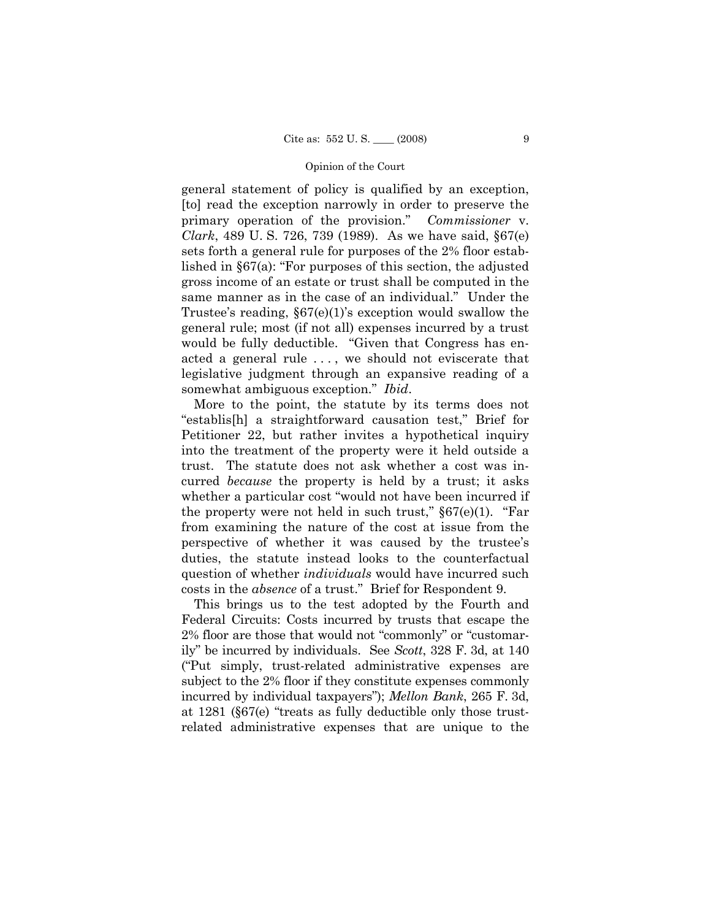general statement of policy is qualified by an exception, [to] read the exception narrowly in order to preserve the primary operation of the provision." *Commissioner* v. *Clark*, 489 U. S. 726, 739 (1989). As we have said, §67(e) sets forth a general rule for purposes of the 2% floor established in §67(a): "For purposes of this section, the adjusted gross income of an estate or trust shall be computed in the same manner as in the case of an individual." Under the Trustee's reading, §67(e)(1)'s exception would swallow the general rule; most (if not all) expenses incurred by a trust would be fully deductible. "Given that Congress has enacted a general rule . . . , we should not eviscerate that legislative judgment through an expansive reading of a somewhat ambiguous exception." *Ibid*.

More to the point, the statute by its terms does not "establis[h] a straightforward causation test," Brief for Petitioner 22, but rather invites a hypothetical inquiry into the treatment of the property were it held outside a trust. The statute does not ask whether a cost was incurred *because* the property is held by a trust; it asks whether a particular cost "would not have been incurred if the property were not held in such trust," §67(e)(1). "Far from examining the nature of the cost at issue from the perspective of whether it was caused by the trustee's duties, the statute instead looks to the counterfactual question of whether *individuals* would have incurred such costs in the *absence* of a trust." Brief for Respondent 9.

This brings us to the test adopted by the Fourth and Federal Circuits: Costs incurred by trusts that escape the 2% floor are those that would not "commonly" or "customarily" be incurred by individuals. See *Scott*, 328 F. 3d, at 140 ("Put simply, trust-related administrative expenses are subject to the 2% floor if they constitute expenses commonly incurred by individual taxpayers"); *Mellon Bank*, 265 F. 3d, at 1281 (§67(e) "treats as fully deductible only those trust-related administrative expenses that are unique to the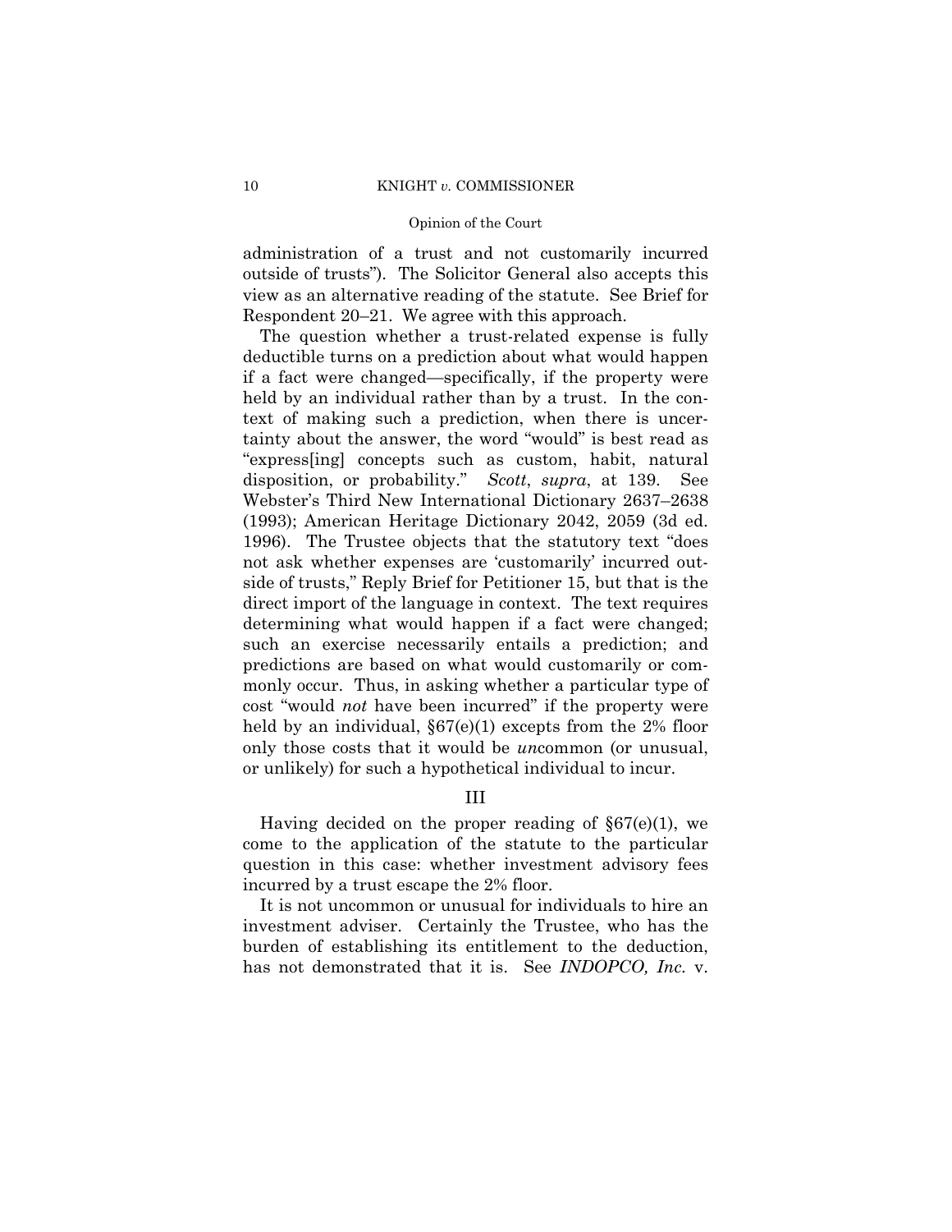administration of a trust and not customarily incurred outside of trusts"). The Solicitor General also accepts this view as an alternative reading of the statute. See Brief for Respondent 20–21. We agree with this approach.

The question whether a trust-related expense is fully deductible turns on a prediction about what would happen if a fact were changed—specifically, if the property were held by an individual rather than by a trust. In the context of making such a prediction, when there is uncertainty about the answer, the word "would" is best read as "express[ing] concepts such as custom, habit, natural disposition, or probability." *Scott*, *supra*, at 139. See Webster's Third New International Dictionary 2637–2638 (1993); American Heritage Dictionary 2042, 2059 (3d ed. 1996). The Trustee objects that the statutory text "does not ask whether expenses are 'customarily' incurred outside of trusts," Reply Brief for Petitioner 15, but that is the direct import of the language in context. The text requires determining what would happen if a fact were changed; such an exercise necessarily entails a prediction; and predictions are based on what would customarily or commonly occur. Thus, in asking whether a particular type of cost "would *not* have been incurred" if the property were held by an individual, §67(e)(1) excepts from the 2% floor only those costs that it would be *un*common (or unusual, or unlikely) for such a hypothetical individual to incur.

## III

Having decided on the proper reading of §67(e)(1), we come to the application of the statute to the particular question in this case: whether investment advisory fees incurred by a trust escape the 2% floor.

It is not uncommon or unusual for individuals to hire an investment adviser. Certainly the Trustee, who has the burden of establishing its entitlement to the deduction, has not demonstrated that it is. See *INDOPCO, Inc.* v.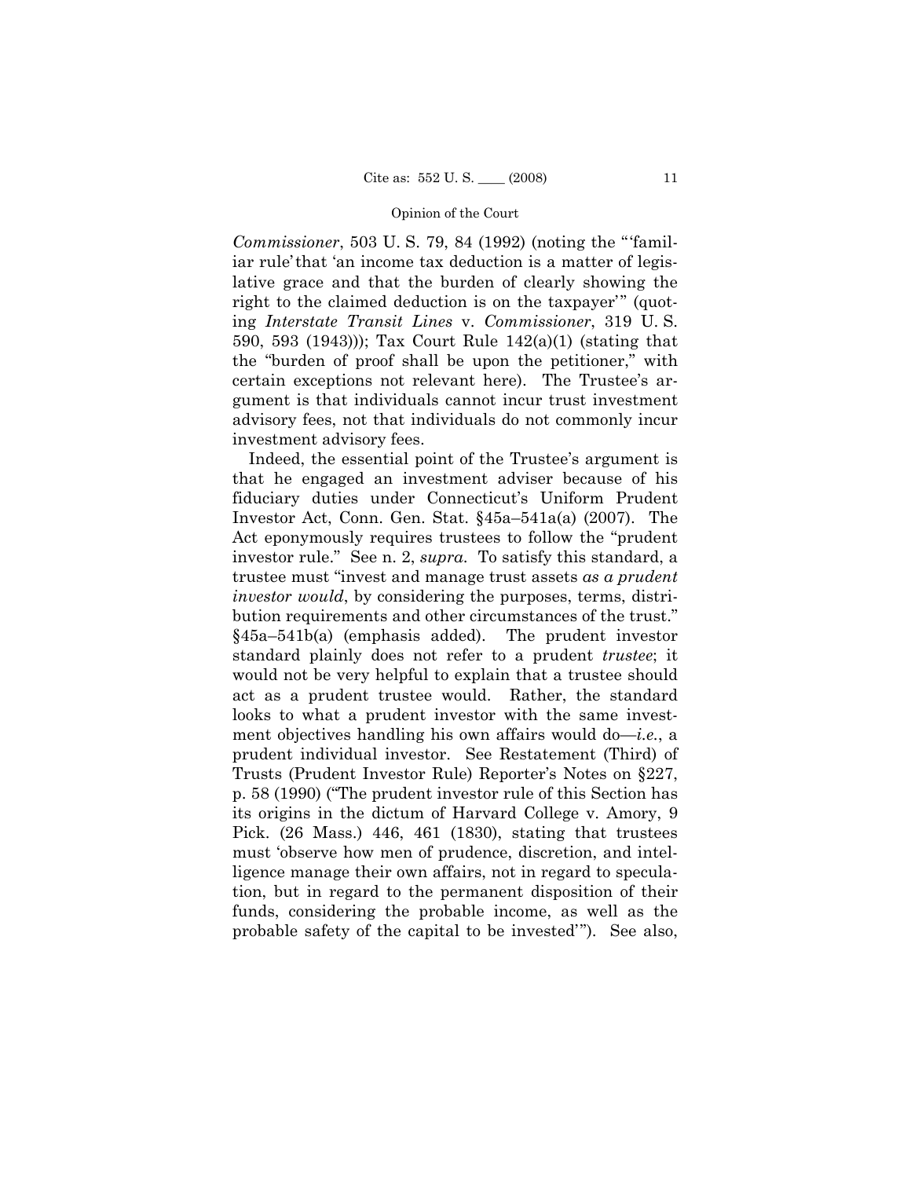*Commissioner*, 503 U. S. 79, 84 (1992) (noting the "'familiar rule' that 'an income tax deduction is a matter of legislative grace and that the burden of clearly showing the right to the claimed deduction is on the taxpayer'" (quoting *Interstate Transit Lines* v. *Commissioner*, 319 U. S. 590, 593 (1943))); Tax Court Rule 142(a)(1) (stating that the "burden of proof shall be upon the petitioner," with certain exceptions not relevant here). The Trustee's argument is that individuals cannot incur trust investment advisory fees, not that individuals do not commonly incur investment advisory fees.

Indeed, the essential point of the Trustee's argument is that he engaged an investment adviser because of his fiduciary duties under Connecticut's Uniform Prudent Investor Act, Conn. Gen. Stat. §45a–541a(a) (2007). The Act eponymously requires trustees to follow the "prudent investor rule." See n. 2, *supra*. To satisfy this standard, a trustee must "invest and manage trust assets *as a prudent investor would*, by considering the purposes, terms, distribution requirements and other circumstances of the trust." §45a–541b(a) (emphasis added). The prudent investor standard plainly does not refer to a prudent *trustee*; it would not be very helpful to explain that a trustee should act as a prudent trustee would. Rather, the standard looks to what a prudent investor with the same investment objectives handling his own affairs would do—*i.e.*, a prudent individual investor. See Restatement (Third) of Trusts (Prudent Investor Rule) Reporter's Notes on §227, p. 58 (1990) ("The prudent investor rule of this Section has its origins in the dictum of Harvard College v. Amory, 9 Pick. (26 Mass.) 446, 461 (1830), stating that trustees must 'observe how men of prudence, discretion, and intelligence manage their own affairs, not in regard to speculation, but in regard to the permanent disposition of their funds, considering the probable income, as well as the probable safety of the capital to be invested'"). See also,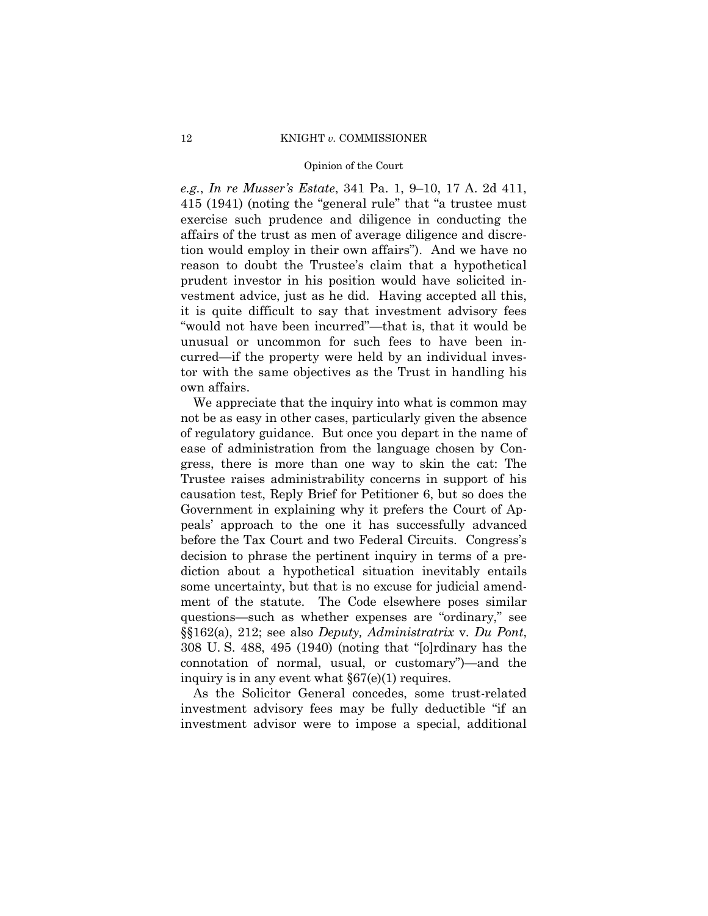*e.g.*, *In re Musser's Estate*, 341 Pa. 1, 9–10, 17 A. 2d 411, 415 (1941) (noting the "general rule" that "a trustee must exercise such prudence and diligence in conducting the affairs of the trust as men of average diligence and discretion would employ in their own affairs"). And we have no reason to doubt the Trustee's claim that a hypothetical prudent investor in his position would have solicited investment advice, just as he did. Having accepted all this, it is quite difficult to say that investment advisory fees "would not have been incurred"—that is, that it would be unusual or uncommon for such fees to have been incurred—if the property were held by an individual investor with the same objectives as the Trust in handling his own affairs.

We appreciate that the inquiry into what is common may not be as easy in other cases, particularly given the absence of regulatory guidance. But once you depart in the name of ease of administration from the language chosen by Congress, there is more than one way to skin the cat: The Trustee raises administrability concerns in support of his causation test, Reply Brief for Petitioner 6, but so does the Government in explaining why it prefers the Court of Appeals' approach to the one it has successfully advanced before the Tax Court and two Federal Circuits. Congress's decision to phrase the pertinent inquiry in terms of a prediction about a hypothetical situation inevitably entails some uncertainty, but that is no excuse for judicial amendment of the statute. The Code elsewhere poses similar questions—such as whether expenses are "ordinary," see §§162(a), 212; see also *Deputy, Administratrix* v. *Du Pont*, 308 U. S. 488, 495 (1940) (noting that "[o]rdinary has the connotation of normal, usual, or customary")—and the inquiry is in any event what §67(e)(1) requires.

As the Solicitor General concedes, some trust-related investment advisory fees may be fully deductible "if an investment advisor were to impose a special, additional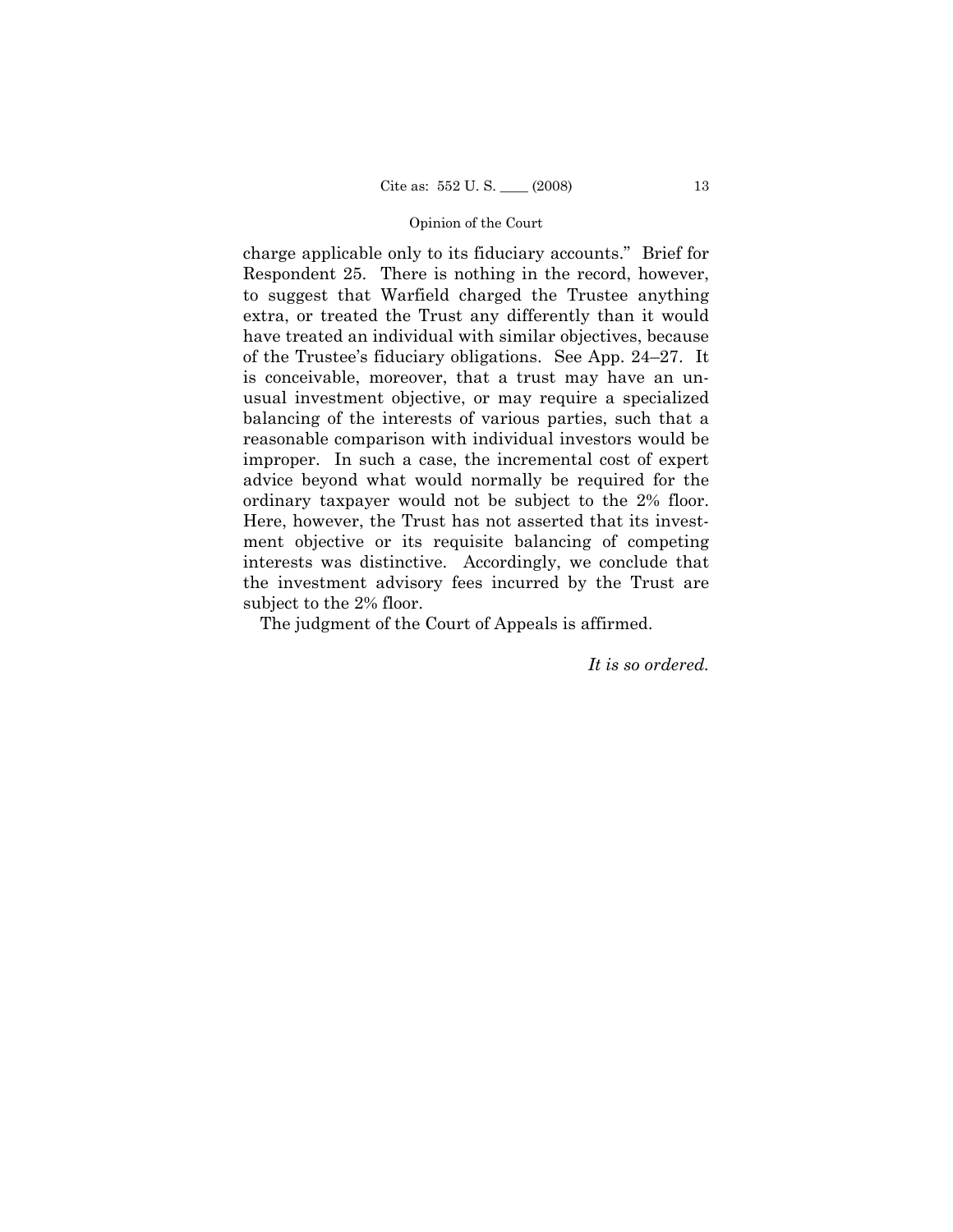charge applicable only to its fiduciary accounts." Brief for Respondent 25. There is nothing in the record, however, to suggest that Warfield charged the Trustee anything extra, or treated the Trust any differently than it would have treated an individual with similar objectives, because of the Trustee's fiduciary obligations. See App. 24–27. It is conceivable, moreover, that a trust may have an unusual investment objective, or may require a specialized balancing of the interests of various parties, such that a reasonable comparison with individual investors would be improper. In such a case, the incremental cost of expert advice beyond what would normally be required for the ordinary taxpayer would not be subject to the 2% floor. Here, however, the Trust has not asserted that its investment objective or its requisite balancing of competing interests was distinctive. Accordingly, we conclude that the investment advisory fees incurred by the Trust are subject to the 2% floor.

The judgment of the Court of Appeals is affirmed.

*It is so ordered.*